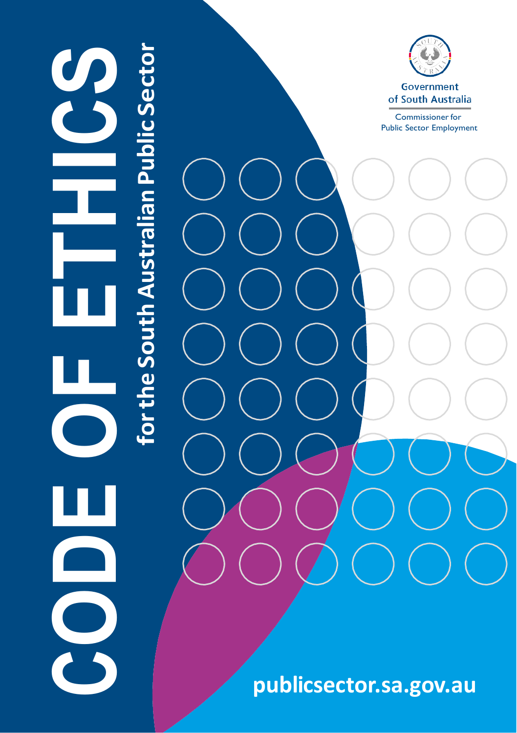# CODE OF ETHICS

## for the South Australian Public Sector

Government of South Australia

Commissioner for Public Sector Employment

publicsector.sa.gov.au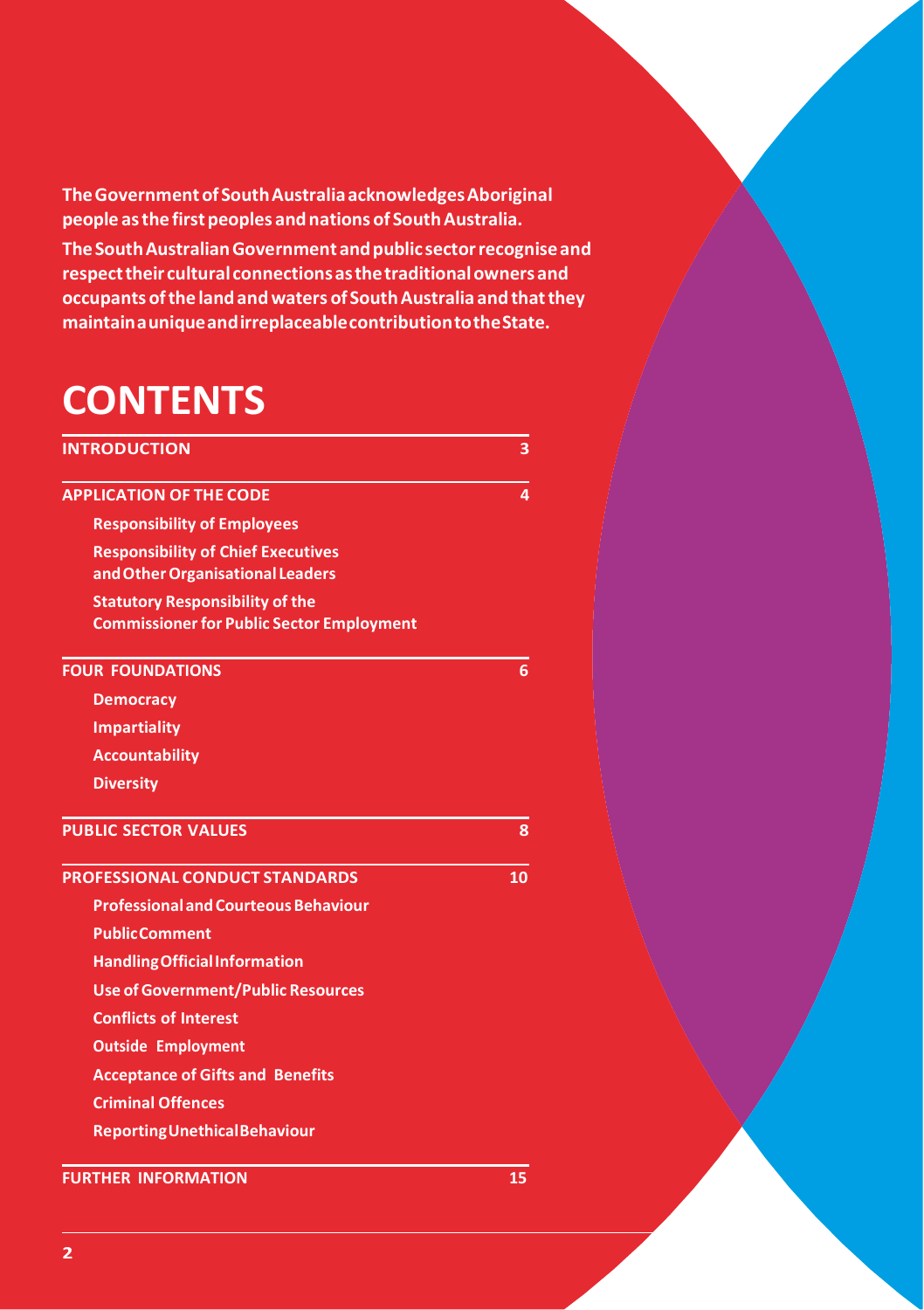**The Government of South Australia acknowledges Aboriginal people as the first peoples and nations of South Australia.**

**The South Australian Government and public sector recognise and respect their cultural connections as the traditional owners and occupants of the land and waters of South Australia and that they maintain a unique and irreplaceable contribution to the State.**

# CONTENTS

| | |
|---|---|
| **INTRODUCTION** | **3** |
| **APPLICATION OF THE CODE** | **4** |
| Responsibility of Employees | |
| Responsibility of Chief Executives and Other Organisational Leaders | |
| Statutory Responsibility of the Commissioner for Public Sector Employment | |
| **FOUR FOUNDATIONS** | **6** |
| Democracy | |
| Impartiality | |
| Accountability | |
| Diversity | |
| **PUBLIC SECTOR VALUES** | **8** |
| **PROFESSIONAL CONDUCT STANDARDS** | **10** |
| Professional and Courteous Behaviour | |
| Public Comment | |
| Handling Official Information | |
| Use of Government/Public Resources | |
| Conflicts of Interest | |
| Outside Employment | |
| Acceptance of Gifts and Benefits | |
| Criminal Offences | |
| Reporting Unethical Behaviour | |
| **FURTHER INFORMATION** | **15** |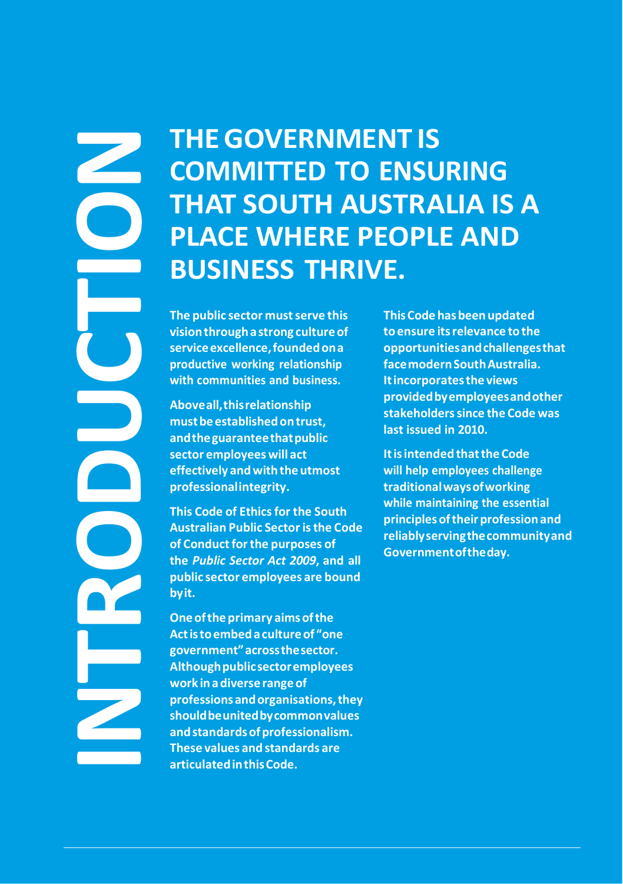# INTRODUCTION

## THE GOVERNMENT IS COMMITTED TO ENSURING THAT SOUTH AUSTRALIA IS A PLACE WHERE PEOPLE AND BUSINESS THRIVE.

**The public sector must serve this vision through a strong culture of service excellence, founded on a productive working relationship with communities and business.**

**Above all, this relationship must be established on trust, and the guarantee that public sector employees will act effectively and with the utmost professional integrity.**

**This Code of Ethics for the South Australian Public Sector is the Code of Conduct for the purposes of the *Public Sector Act 2009*, and all public sector employees are bound by it.**

**One of the primary aims of the Act is to embed a culture of "one government" across the sector. Although public sector employees work in a diverse range of professions and organisations, they should be united by common values and standards of professionalism. These values and standards are articulated in this Code.**

**This Code has been updated to ensure its relevance to the opportunities and challenges that face modern South Australia. It incorporates the views provided by employees and other stakeholders since the Code was last issued in 2010.**

**It is intended that the Code will help employees challenge traditional ways of working while maintaining the essential principles of their profession and reliably serving the community and Government of the day.**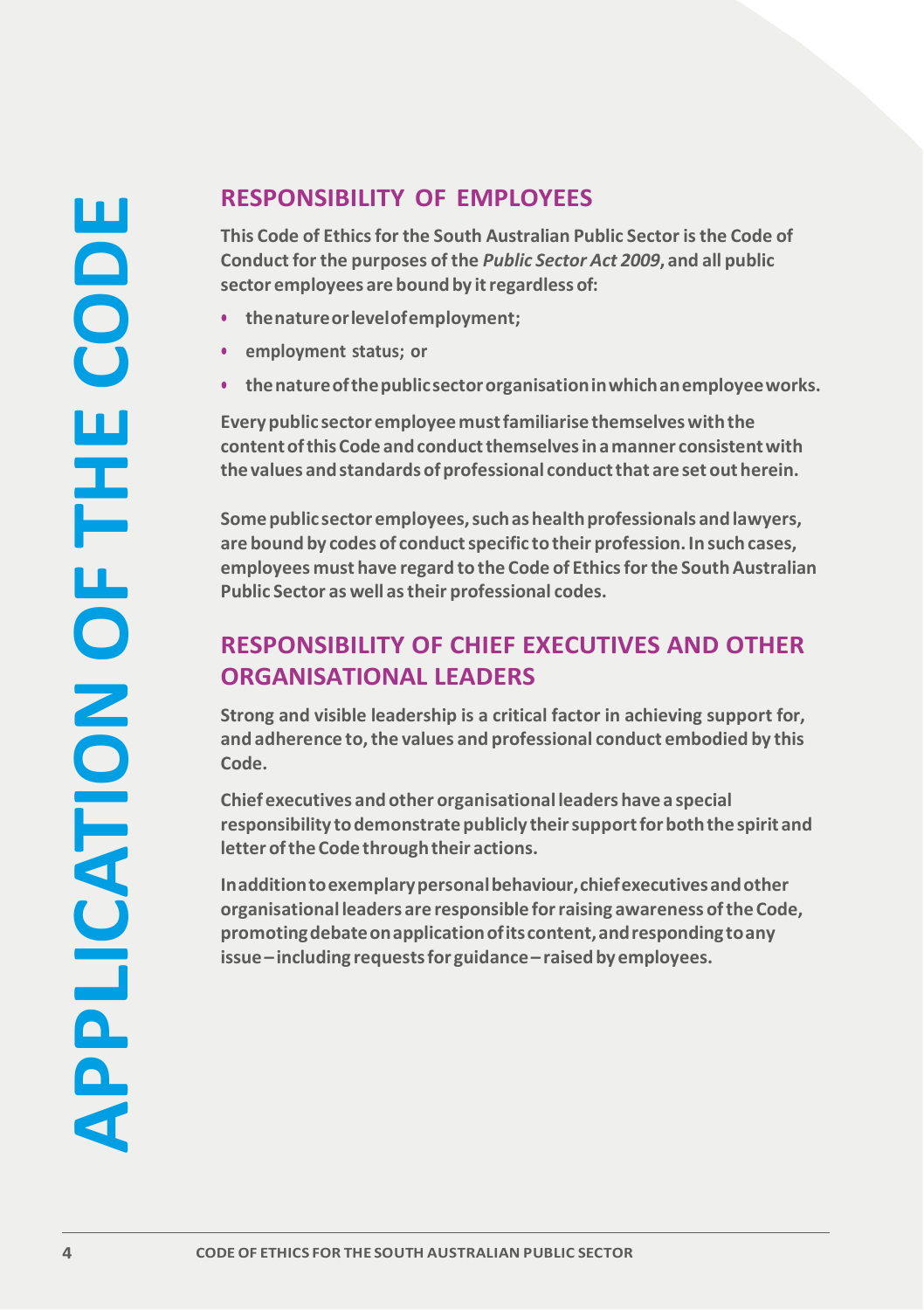# APPLICATION OF THE CODE

## RESPONSIBILITY OF EMPLOYEES

**This Code of Ethics for the South Australian Public Sector is the Code of Conduct for the purposes of the *Public Sector Act 2009*, and all public sector employees are bound by it regardless of:**

- **the nature or level of employment;**
- **employment status; or**
- **the nature of the public sector organisation in which an employee works.**

**Every public sector employee must familiarise themselves with the content of this Code and conduct themselves in a manner consistent with the values and standards of professional conduct that are set out herein.**

**Some public sector employees, such as health professionals and lawyers, are bound by codes of conduct specific to their profession. In such cases, employees must have regard to the Code of Ethics for the South Australian Public Sector as well as their professional codes.**

## RESPONSIBILITY OF CHIEF EXECUTIVES AND OTHER ORGANISATIONAL LEADERS

**Strong and visible leadership is a critical factor in achieving support for, and adherence to, the values and professional conduct embodied by this Code.**

**Chief executives and other organisational leaders have a special responsibility to demonstrate publicly their support for both the spirit and letter of the Code through their actions.**

**In addition to exemplary personal behaviour, chief executives and other organisational leaders are responsible for raising awareness of the Code, promoting debate on application of its content, and responding to any issue – including requests for guidance – raised by employees.**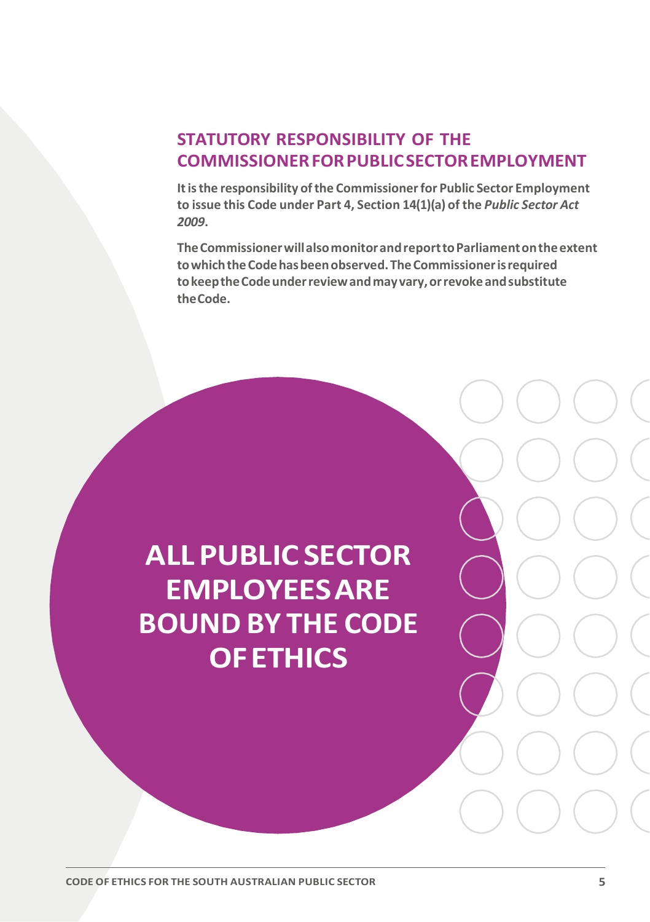## STATUTORY RESPONSIBILITY OF THE COMMISSIONER FOR PUBLIC SECTOR EMPLOYMENT

**It is the responsibility of the Commissioner for Public Sector Employment to issue this Code under Part 4, Section 14(1)(a) of the *Public Sector Act 2009*.**

**The Commissioner will also monitor and report to Parliament on the extent to which the Code has been observed. The Commissioner is required to keep the Code under review and may vary, or revoke and substitute the Code.**

# ALL PUBLIC SECTOR EMPLOYEES ARE BOUND BY THE CODE OF ETHICS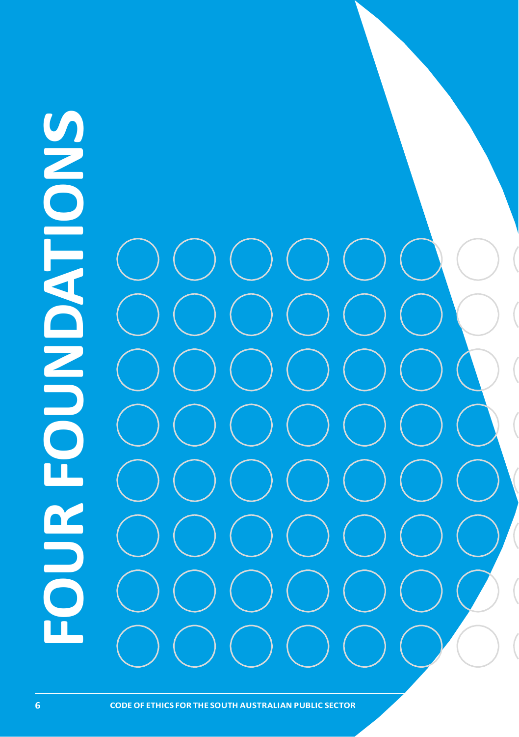# FOUR FOUNDATIONS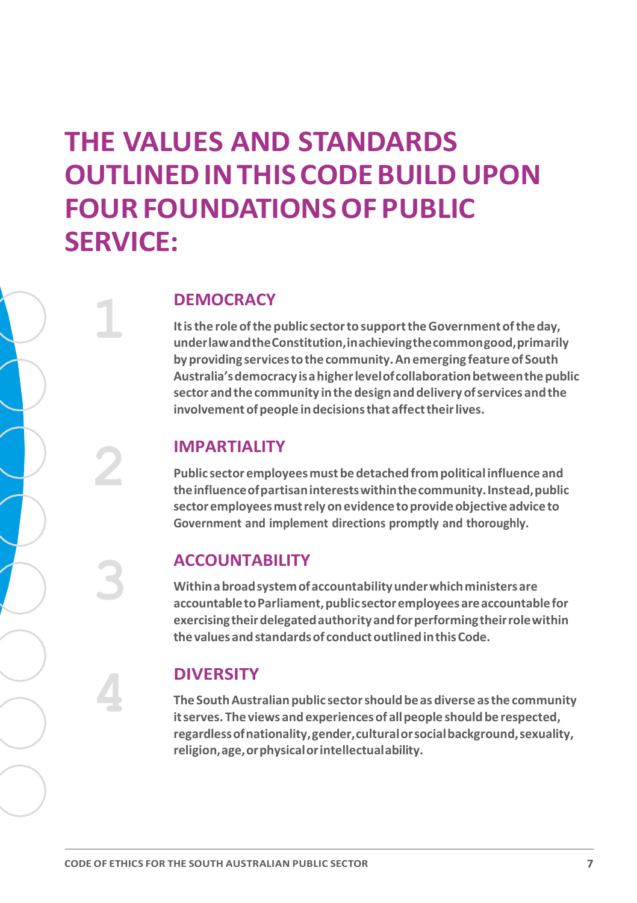# THE VALUES AND STANDARDS OUTLINED IN THIS CODE BUILD UPON FOUR FOUNDATIONS OF PUBLIC SERVICE:

## 1 DEMOCRACY

**It is the role of the public sector to support the Government of the day, under law and the Constitution, in achieving the common good, primarily by providing services to the community. An emerging feature of South Australia's democracy is a higher level of collaboration between the public sector and the community in the design and delivery of services and the involvement of people in decisions that affect their lives.**

## 2 IMPARTIALITY

**Public sector employees must be detached from political influence and the influence of partisan interests within the community. Instead, public sector employees must rely on evidence to provide objective advice to Government and implement directions promptly and thoroughly.**

## 3 ACCOUNTABILITY

**Within a broad system of accountability under which ministers are accountable to Parliament, public sector employees are accountable for exercising their delegated authority and for performing their role within the values and standards of conduct outlined in this Code.**

## 4 DIVERSITY

**The South Australian public sector should be as diverse as the community it serves. The views and experiences of all people should be respected, regardless of nationality, gender, cultural or social background, sexuality, religion, age, or physical or intellectual ability.**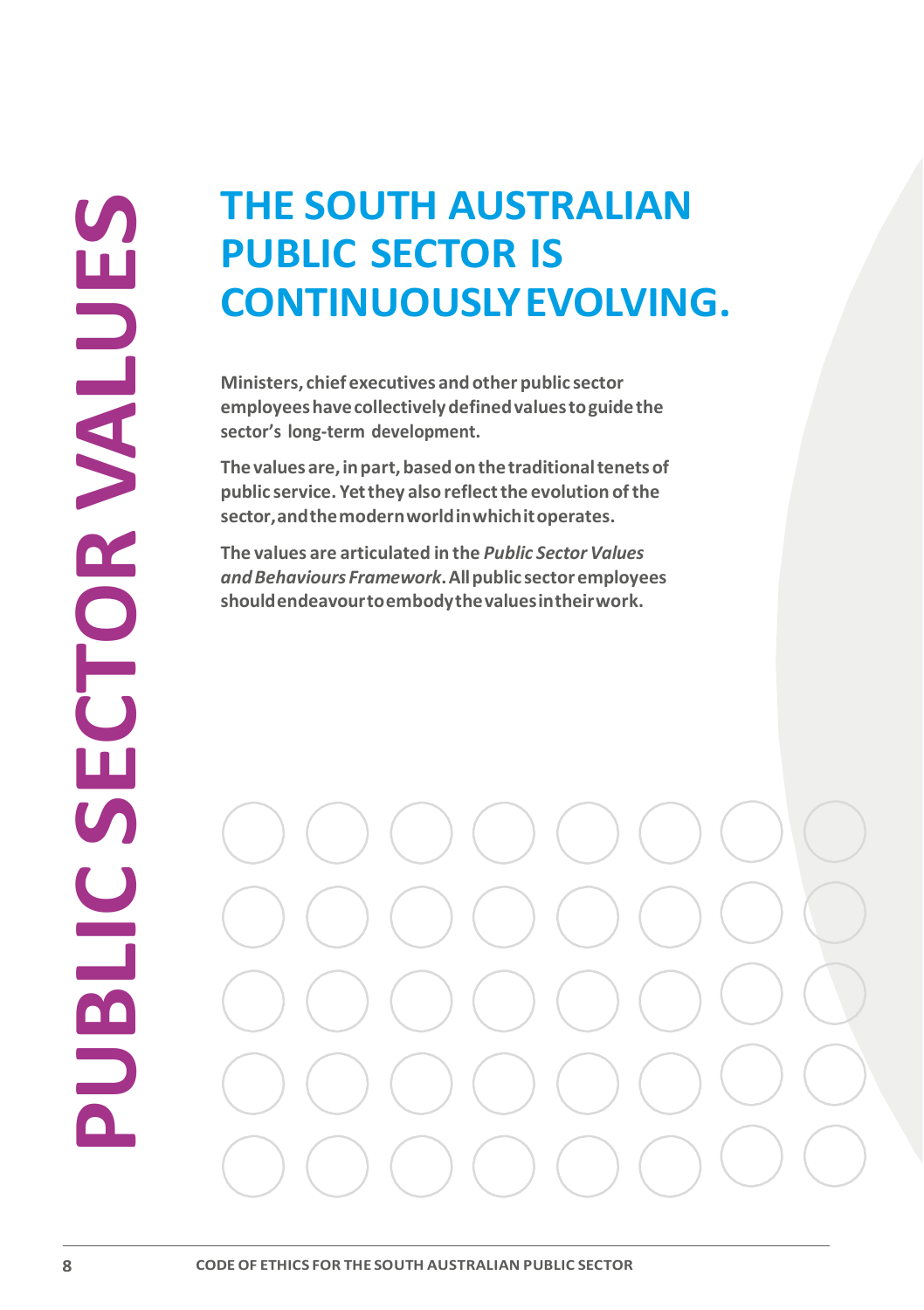# PUBLIC SECTOR VALUES

## THE SOUTH AUSTRALIAN PUBLIC SECTOR IS CONTINUOUSLY EVOLVING.

**Ministers, chief executives and other public sector employees have collectively defined values to guide the sector's long-term development.**

**The values are, in part, based on the traditional tenets of public service. Yet they also reflect the evolution of the sector, and the modern world in which it operates.**

**The values are articulated in the *Public Sector Values and Behaviours Framework*. All public sector employees should endeavour to embody the values in their work.**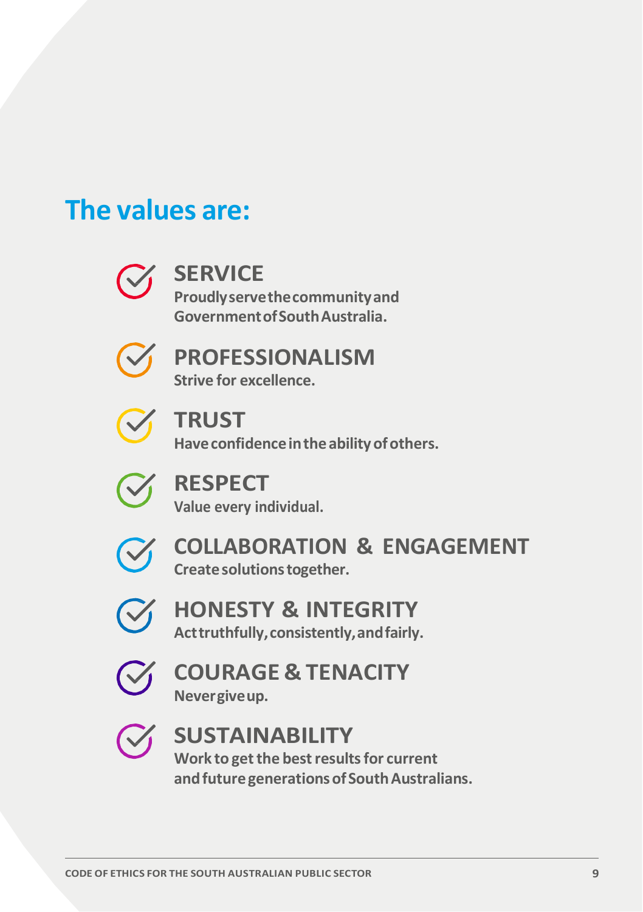## The values are:

**SERVICE**
Proudly serve the community and Government of South Australia.

**PROFESSIONALISM**
Strive for excellence.

**TRUST**
Have confidence in the ability of others.

**RESPECT**
Value every individual.

**COLLABORATION & ENGAGEMENT**
Create solutions together.

**HONESTY & INTEGRITY**
Act truthfully, consistently, and fairly.

**COURAGE & TENACITY**
Never give up.

**SUSTAINABILITY**
Work to get the best results for current and future generations of South Australians.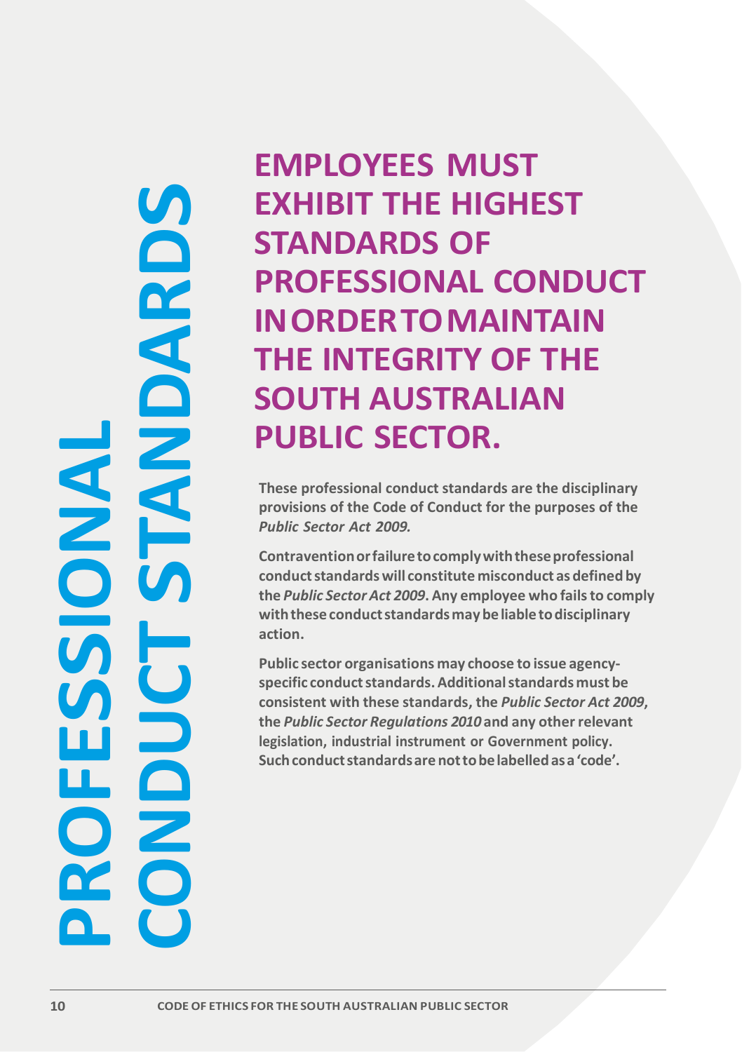# PROFESSIONAL CONDUCT STANDARDS

## EMPLOYEES MUST EXHIBIT THE HIGHEST STANDARDS OF PROFESSIONAL CONDUCT IN ORDER TO MAINTAIN THE INTEGRITY OF THE SOUTH AUSTRALIAN PUBLIC SECTOR.

**These professional conduct standards are the disciplinary provisions of the Code of Conduct for the purposes of the *Public Sector Act 2009.***

**Contravention or failure to comply with these professional conduct standards will constitute misconduct as defined by the *Public Sector Act 2009*. Any employee who fails to comply with these conduct standards may be liable to disciplinary action.**

**Public sector organisations may choose to issue agency-specific conduct standards. Additional standards must be consistent with these standards, the *Public Sector Act 2009*, the *Public Sector Regulations 2010* and any other relevant legislation, industrial instrument or Government policy. Such conduct standards are not to be labelled as a 'code'.**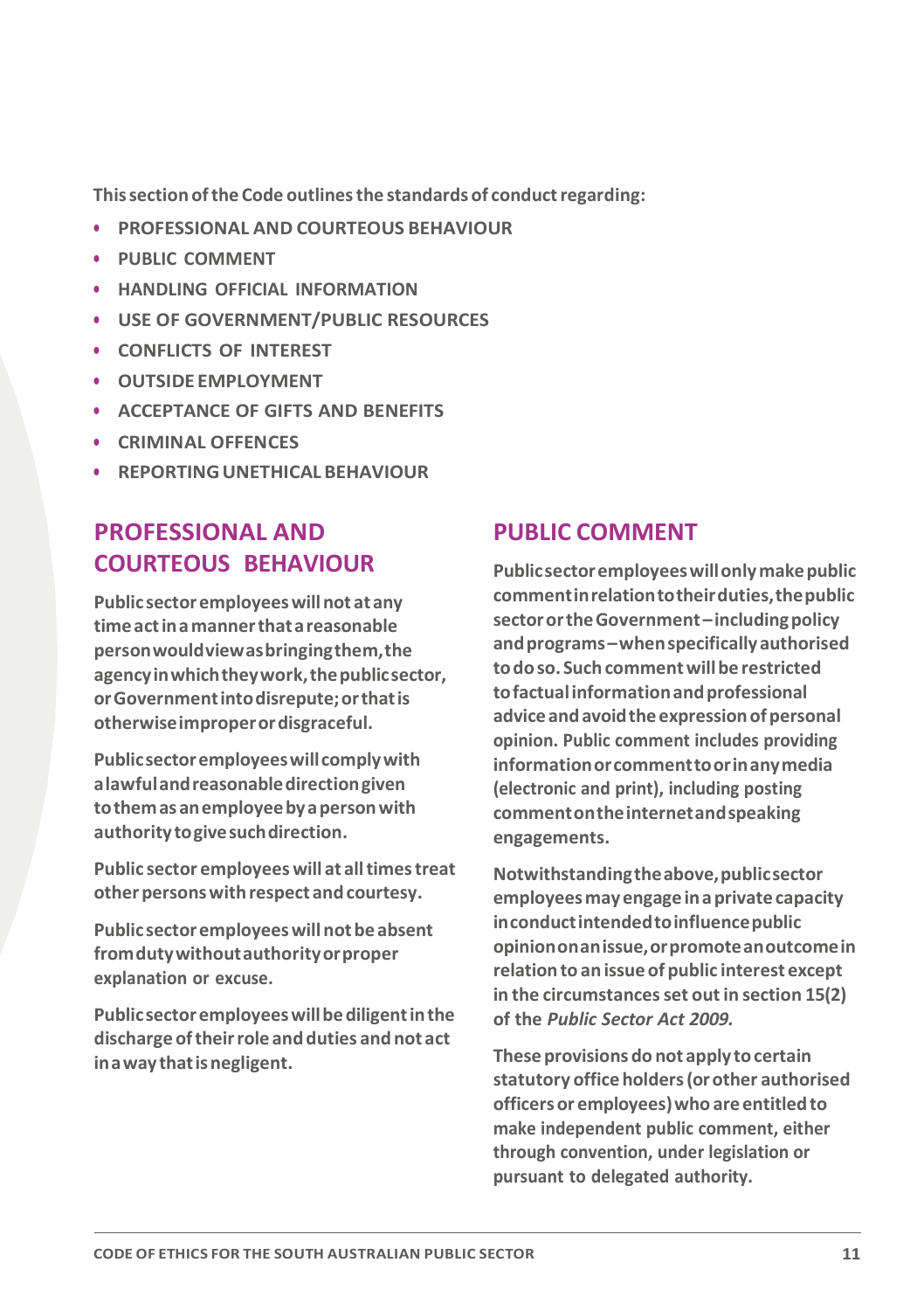**This section of the Code outlines the standards of conduct regarding:**

- **PROFESSIONAL AND COURTEOUS BEHAVIOUR**
- **PUBLIC COMMENT**
- **HANDLING OFFICIAL INFORMATION**
- **USE OF GOVERNMENT/PUBLIC RESOURCES**
- **CONFLICTS OF INTEREST**
- **OUTSIDE EMPLOYMENT**
- **ACCEPTANCE OF GIFTS AND BENEFITS**
- **CRIMINAL OFFENCES**
- **REPORTING UNETHICAL BEHAVIOUR**

## PROFESSIONAL AND COURTEOUS BEHAVIOUR

**Public sector employees will not at any time act in a manner that a reasonable person would view as bringing them, the agency in which they work, the public sector, or Government into disrepute; or that is otherwise improper or disgraceful.**

**Public sector employees will comply with a lawful and reasonable direction given to them as an employee by a person with authority to give such direction.**

**Public sector employees will at all times treat other persons with respect and courtesy.**

**Public sector employees will not be absent from duty without authority or proper explanation or excuse.**

**Public sector employees will be diligent in the discharge of their role and duties and not act in a way that is negligent.**

## PUBLIC COMMENT

**Public sector employees will only make public comment in relation to their duties, the public sector or the Government – including policy and programs – when specifically authorised to do so. Such comment will be restricted to factual information and professional advice and avoid the expression of personal opinion. Public comment includes providing information or comment to or in any media (electronic and print), including posting comment on the internet and speaking engagements.**

**Notwithstanding the above, public sector employees may engage in a private capacity in conduct intended to influence public opinion on an issue, or promote an outcome in relation to an issue of public interest except in the circumstances set out in section 15(2) of the *Public Sector Act 2009.***

**These provisions do not apply to certain statutory office holders (or other authorised officers or employees) who are entitled to make independent public comment, either through convention, under legislation or pursuant to delegated authority.**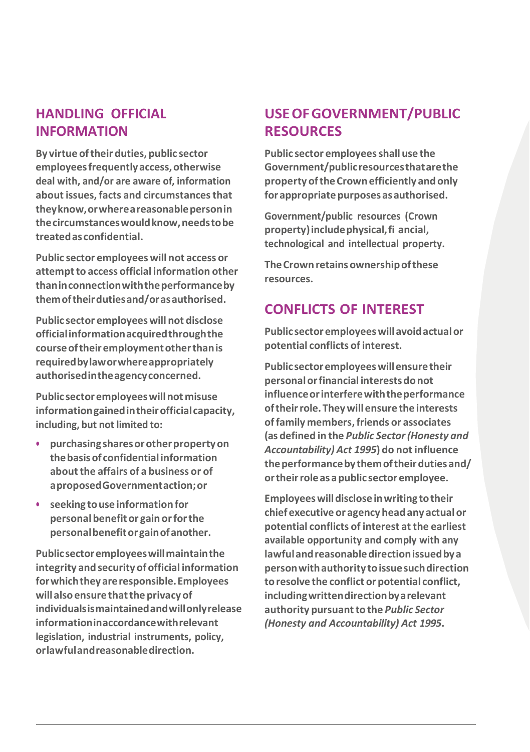## HANDLING OFFICIAL INFORMATION

By virtue of their duties, public sector employees frequently access, otherwise deal with, and/or are aware of, information about issues, facts and circumstances that they know, or where a reasonable person in the circumstances would know, needs to be treated as confidential.

Public sector employees will not access or attempt to access official information other than in connection with the performance by them of their duties and/or as authorised.

Public sector employees will not disclose official information acquired through the course of their employment other than is required by law or where appropriately authorised in the agency concerned.

Public sector employees will not misuse information gained in their official capacity, including, but not limited to:

- purchasing shares or other property on the basis of confidential information about the affairs of a business or of a proposed Government action; or
- seeking to use information for personal benefit or gain or for the personal benefit or gain of another.

Public sector employees will maintain the integrity and security of official information for which they are responsible. Employees will also ensure that the privacy of individuals is maintained and will only release information in accordance with relevant legislation, industrial instruments, policy, or lawful and reasonable direction.

## USE OF GOVERNMENT/PUBLIC RESOURCES

Public sector employees shall use the Government/public resources that are the property of the Crown efficiently and only for appropriate purposes as authorised.

Government/public resources (Crown property) include physical, fi ancial, technological and intellectual property.

The Crown retains ownership of these resources.

## CONFLICTS OF INTEREST

Public sector employees will avoid actual or potential conflicts of interest.

Public sector employees will ensure their personal or financial interests do not influence or interfere with the performance of their role. They will ensure the interests of family members, friends or associates (as defined in the *Public Sector (Honesty and Accountability) Act 1995*) do not influence the performance by them of their duties and/ or their role as a public sector employee.

Employees will disclose in writing to their chief executive or agency head any actual or potential conflicts of interest at the earliest available opportunity and comply with any lawful and reasonable direction issued by a person with authority to issue such direction to resolve the conflict or potential conflict, including written direction by a relevant authority pursuant to the *Public Sector (Honesty and Accountability) Act 1995*.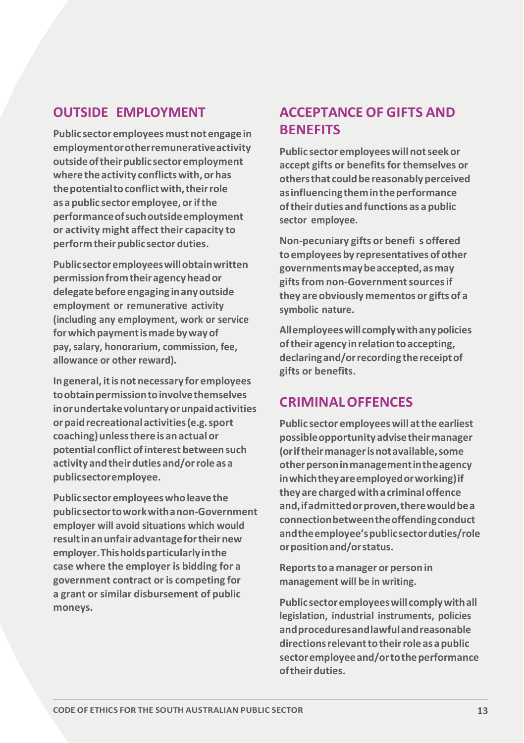## OUTSIDE EMPLOYMENT

Public sector employees must not engage in employment or other remunerative activity outside of their public sector employment where the activity conflicts with, or has the potential to conflict with, their role as a public sector employee, or if the performance of such outside employment or activity might affect their capacity to perform their public sector duties.

Public sector employees will obtain written permission from their agency head or delegate before engaging in any outside employment or remunerative activity (including any employment, work or service for which payment is made by way of pay, salary, honorarium, commission, fee, allowance or other reward).

In general, it is not necessary for employees to obtain permission to involve themselves in or undertake voluntary or unpaid activities or paid recreational activities (e.g. sport coaching) unless there is an actual or potential conflict of interest between such activity and their duties and/or role as a public sector employee.

Public sector employees who leave the public sector to work with a non-Government employer will avoid situations which would result in an unfair advantage for their new employer. This holds particularly in the case where the employer is bidding for a government contract or is competing for a grant or similar disbursement of public moneys.

## ACCEPTANCE OF GIFTS AND BENEFITS

Public sector employees will not seek or accept gifts or benefits for themselves or others that could be reasonably perceived as influencing them in the performance of their duties and functions as a public sector employee.

Non-pecuniary gifts or benefi s offered to employees by representatives of other governments may be accepted, as may gifts from non-Government sources if they are obviously mementos or gifts of a symbolic nature.

All employees will comply with any policies of their agency in relation to accepting, declaring and/or recording the receipt of gifts or benefits.

## CRIMINAL OFFENCES

Public sector employees will at the earliest possible opportunity advise their manager (or if their manager is not available, some other person in management in the agency in which they are employed or working) if they are charged with a criminal offence and, if admitted or proven, there would be a connection between the offending conduct and the employee's public sector duties/role or position and/or status.

Reports to a manager or person in management will be in writing.

Public sector employees will comply with all legislation, industrial instruments, policies and procedures and lawful and reasonable directions relevant to their role as a public sector employee and/or to the performance of their duties.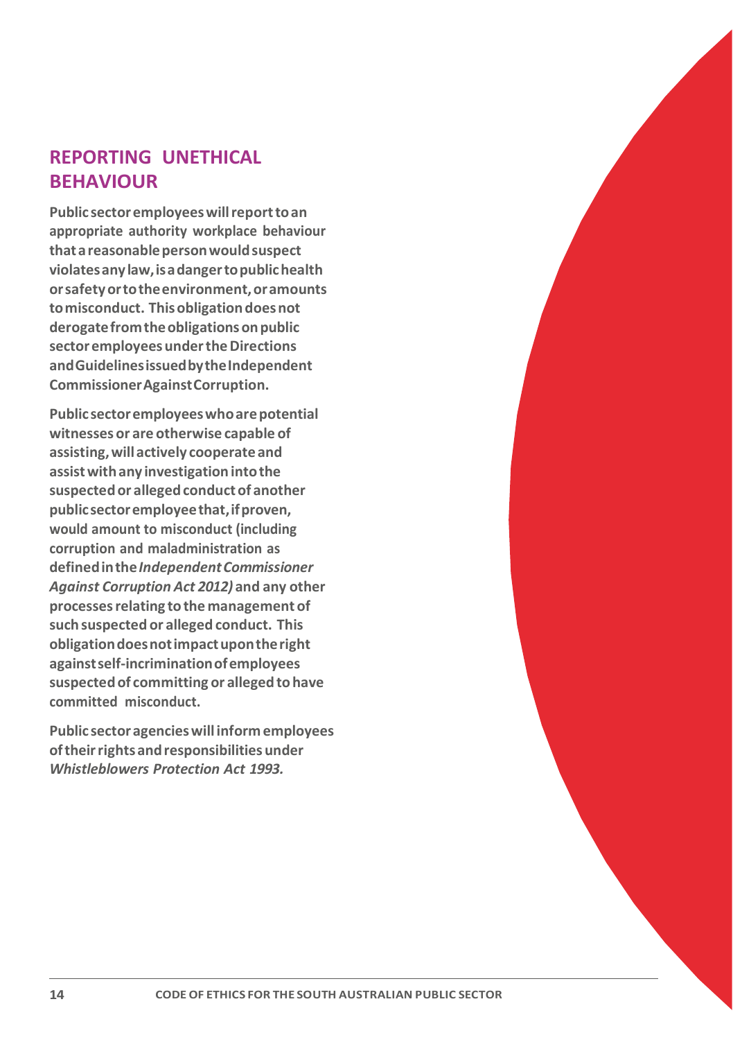## REPORTING UNETHICAL BEHAVIOUR

**Public sector employees will report to an appropriate authority workplace behaviour that a reasonable person would suspect violates any law, is a danger to public health or safety or to the environment, or amounts to misconduct. This obligation does not derogate from the obligations on public sector employees under the Directions and Guidelines issued by the Independent Commissioner Against Corruption.**

**Public sector employees who are potential witnesses or are otherwise capable of assisting, will actively cooperate and assist with any investigation into the suspected or alleged conduct of another public sector employee that, if proven, would amount to misconduct (including corruption and maladministration as defined in the *Independent Commissioner Against Corruption Act 2012)* and any other processes relating to the management of such suspected or alleged conduct. This obligation does not impact upon the right against self-incrimination of employees suspected of committing or alleged to have committed misconduct.**

**Public sector agencies will inform employees of their rights and responsibilities under *Whistleblowers Protection Act 1993.***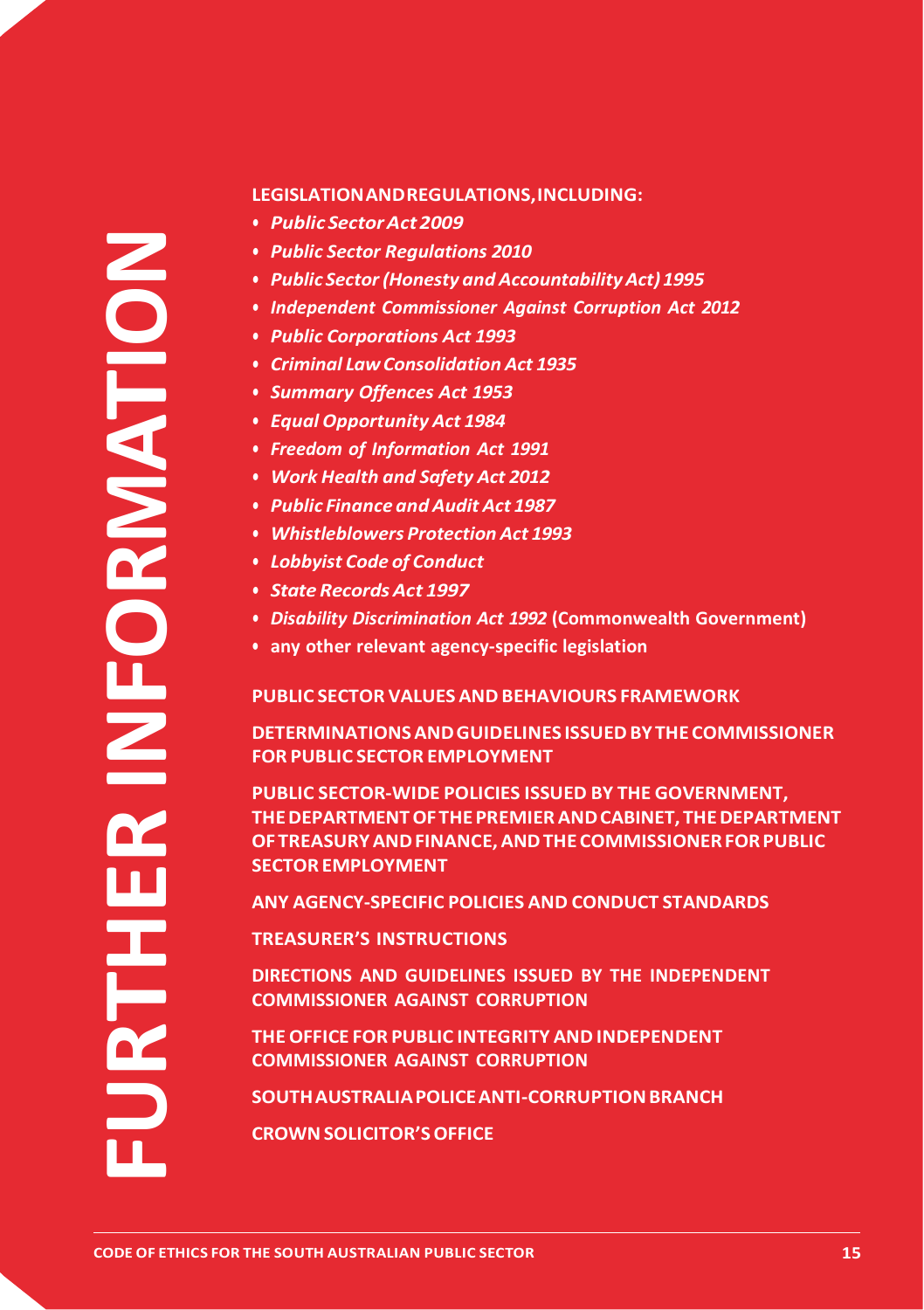# FURTHER INFORMATION

**LEGISLATION AND REGULATIONS, INCLUDING:**

- ***Public Sector Act 2009***
- ***Public Sector Regulations 2010***
- ***Public Sector (Honesty and Accountability Act) 1995***
- ***Independent Commissioner Against Corruption Act 2012***
- ***Public Corporations Act 1993***
- ***Criminal Law Consolidation Act 1935***
- ***Summary Offences Act 1953***
- ***Equal Opportunity Act 1984***
- ***Freedom of Information Act 1991***
- ***Work Health and Safety Act 2012***
- ***Public Finance and Audit Act 1987***
- ***Whistleblowers Protection Act 1993***
- ***Lobbyist Code of Conduct***
- ***State Records Act 1997***
- ***Disability Discrimination Act 1992*** **(Commonwealth Government)**
- **any other relevant agency-specific legislation**

**PUBLIC SECTOR VALUES AND BEHAVIOURS FRAMEWORK**

**DETERMINATIONS AND GUIDELINES ISSUED BY THE COMMISSIONER FOR PUBLIC SECTOR EMPLOYMENT**

**PUBLIC SECTOR-WIDE POLICIES ISSUED BY THE GOVERNMENT, THE DEPARTMENT OF THE PREMIER AND CABINET, THE DEPARTMENT OF TREASURY AND FINANCE, AND THE COMMISSIONER FOR PUBLIC SECTOR EMPLOYMENT**

**ANY AGENCY-SPECIFIC POLICIES AND CONDUCT STANDARDS**

**TREASURER'S INSTRUCTIONS**

**DIRECTIONS AND GUIDELINES ISSUED BY THE INDEPENDENT COMMISSIONER AGAINST CORRUPTION**

**THE OFFICE FOR PUBLIC INTEGRITY AND INDEPENDENT COMMISSIONER AGAINST CORRUPTION**

**SOUTH AUSTRALIA POLICE ANTI-CORRUPTION BRANCH**

**CROWN SOLICITOR'S OFFICE**